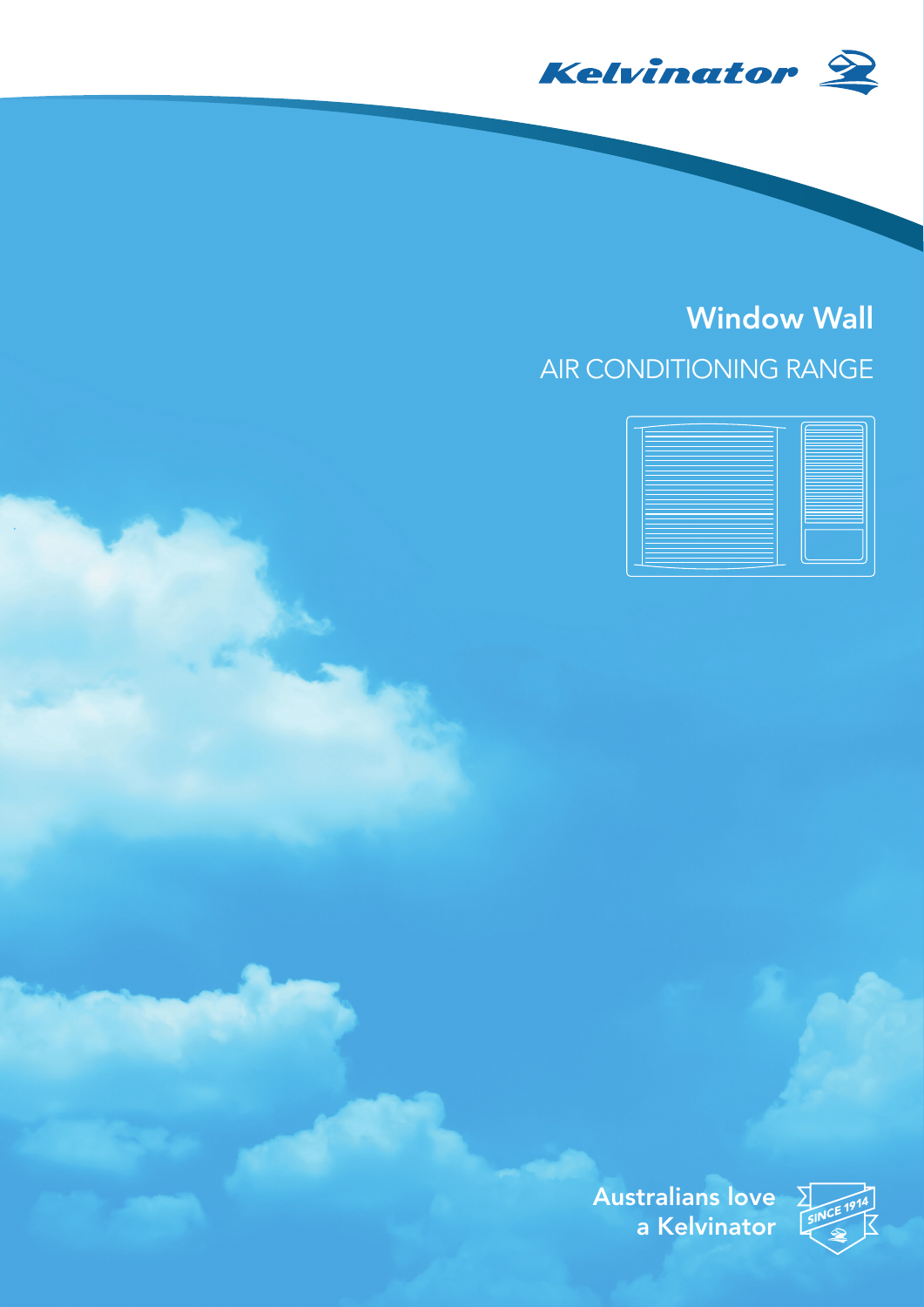Kelvinator

# Window Wall

## AIR CONDITIONING RANGE

Australians love a Kelvinator

SINCE 1914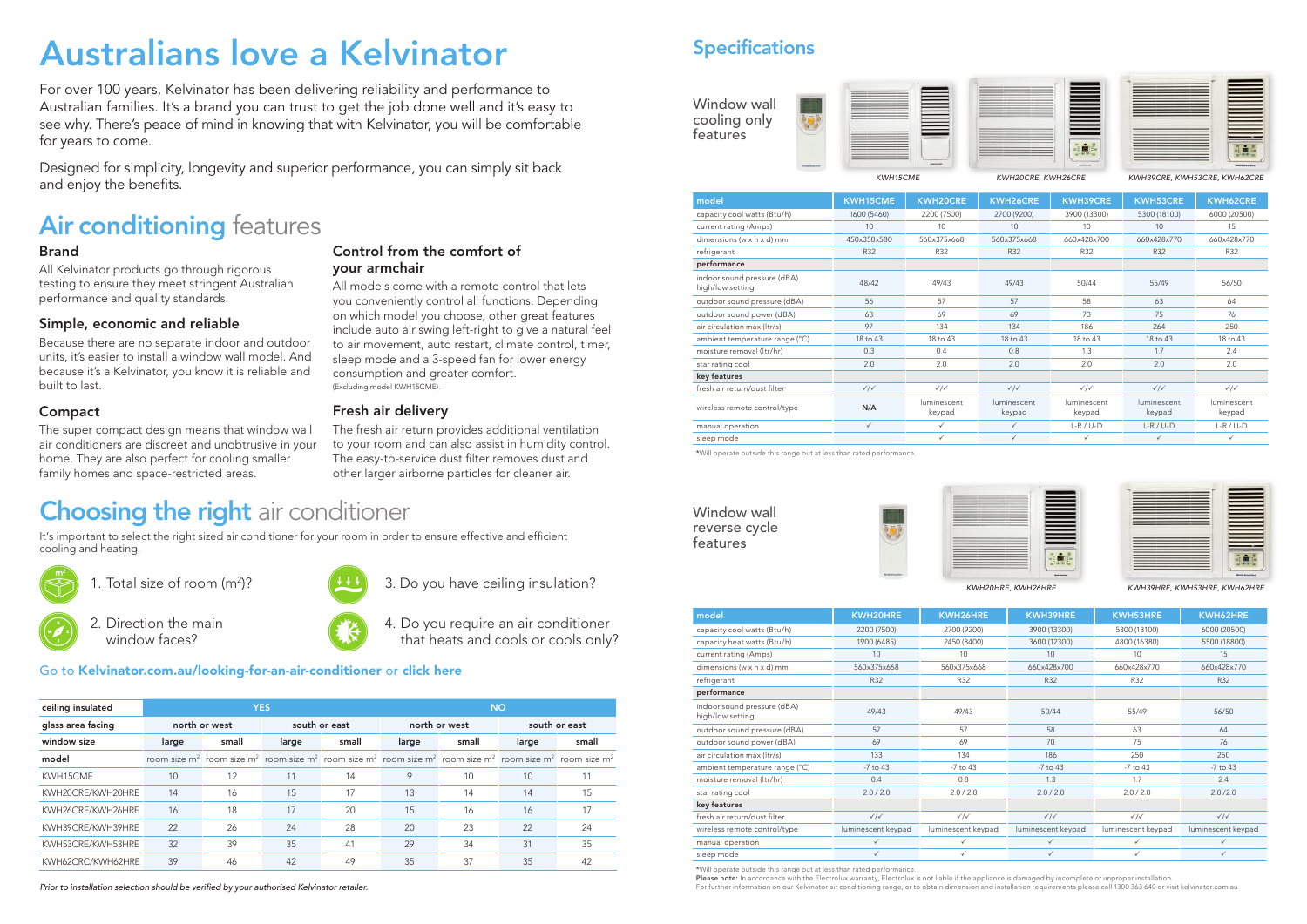# Australians love a Kelvinator

For over 100 years, Kelvinator has been delivering reliability and performance to Australian families. It's a brand you can trust to get the job done well and it's easy to see why. There's peace of mind in knowing that with Kelvinator, you will be comfortable for years to come.

Designed for simplicity, longevity and superior performance, you can simply sit back and enjoy the benefits.

## Air conditioning features

### Brand

All Kelvinator products go through rigorous testing to ensure they meet stringent Australian performance and quality standards.

### Simple, economic and reliable

Because there are no separate indoor and outdoor units, it's easier to install a window wall model. And because it's a Kelvinator, you know it is reliable and built to last.

### Compact

The super compact design means that window wall air conditioners are discreet and unobtrusive in your home. They are also perfect for cooling smaller family homes and space-restricted areas.

### Control from the comfort of your armchair

All models come with a remote control that lets you conveniently control all functions. Depending on which model you choose, other great features include auto air swing left-right to give a natural feel to air movement, auto restart, climate control, timer, sleep mode and a 3-speed fan for lower energy consumption and greater comfort.
(Excluding model KWH15CME).

### Fresh air delivery

The fresh air return provides additional ventilation to your room and can also assist in humidity control. The easy-to-service dust filter removes dust and other larger airborne particles for cleaner air.

## Choosing the right air conditioner

It's important to select the right sized air conditioner for your room in order to ensure effective and efficient cooling and heating.

1. Total size of room (m²)?
2. Direction the main window faces?
3. Do you have ceiling insulation?
4. Do you require an air conditioner that heats and cools or cools only?

Go to **Kelvinator.com.au/looking-for-an-air-conditioner** or **click here**

| ceiling insulated | YES | | | | NO | | | |
|---|---|---|---|---|---|---|---|---|
| glass area facing | north or west | | south or east | | north or west | | south or east | |
| window size | large | small | large | small | large | small | large | small |
| model | room size m² | room size m² | room size m² | room size m² | room size m² | room size m² | room size m² | room size m² |
| KWH15CME | 10 | 12 | 11 | 14 | 9 | 10 | 10 | 11 |
| KWH20CRE/KWH20HRE | 14 | 16 | 15 | 17 | 13 | 14 | 14 | 15 |
| KWH26CRE/KWH26HRE | 16 | 18 | 17 | 20 | 15 | 16 | 16 | 17 |
| KWH39CRE/KWH39HRE | 22 | 26 | 24 | 28 | 20 | 23 | 22 | 24 |
| KWH53CRE/KWH53HRE | 32 | 39 | 35 | 41 | 29 | 34 | 31 | 35 |
| KWH62CRC/KWH62HRE | 39 | 46 | 42 | 49 | 35 | 37 | 35 | 42 |

*Prior to installation selection should be verified by your authorised Kelvinator retailer.*

## Specifications

### Window wall cooling only features

KWH15CME — KWH20CRE, KWH26CRE — KWH39CRE, KWH53CRE, KWH62CRE

| model | KWH15CME | KWH20CRE | KWH26CRE | KWH39CRE | KWH53CRE | KWH62CRE |
|---|---|---|---|---|---|---|
| capacity cool watts (Btu/h) | 1600 (5460) | 2200 (7500) | 2700 (9200) | 3900 (13300) | 5300 (18100) | 6000 (20500) |
| current rating (Amps) | 10 | 10 | 10 | 10 | 10 | 15 |
| dimensions (w x h x d) mm | 450x350x580 | 560x375x668 | 560x375x668 | 660x428x700 | 660x428x770 | 660x428x770 |
| refrigerant | R32 | R32 | R32 | R32 | R32 | R32 |
| **performance** | | | | | | |
| indoor sound pressure (dBA) high/low setting | 48/42 | 49/43 | 49/43 | 50/44 | 55/49 | 56/50 |
| outdoor sound pressure (dBA) | 56 | 57 | 57 | 58 | 63 | 64 |
| outdoor sound power (dBA) | 68 | 69 | 69 | 70 | 75 | 76 |
| air circulation max (ltr/s) | 97 | 134 | 134 | 186 | 264 | 250 |
| ambient temperature range (°C) | 18 to 43 | 18 to 43 | 18 to 43 | 18 to 43 | 18 to 43 | 18 to 43 |
| moisture removal (ltr/hr) | 0.3 | 0.4 | 0.8 | 1.3 | 1.7 | 2.4 |
| star rating cool | 2.0 | 2.0 | 2.0 | 2.0 | 2.0 | 2.0 |
| **key features** | | | | | | |
| fresh air return/dust filter | ✓/✓ | ✓/✓ | ✓/✓ | ✓/✓ | ✓/✓ | ✓/✓ |
| wireless remote control/type | N/A | luminescent keypad | luminescent keypad | luminescent keypad | luminescent keypad | luminescent keypad |
| manual operation | ✓ | ✓ | ✓ | L-R / U-D | L-R / U-D | L-R / U-D |
| sleep mode | | ✓ | ✓ | ✓ | ✓ | ✓ |

*Will operate outside this range but at less than rated performance.

### Window wall reverse cycle features

KWH20HRE, KWH26HRE — KWH39HRE, KWH53HRE, KWH62HRE

| model | KWH20HRE | KWH26HRE | KWH39HRE | KWH53HRE | KWH62HRE |
|---|---|---|---|---|---|
| capacity cool watts (Btu/h) | 2200 (7500) | 2700 (9200) | 3900 (13300) | 5300 (18100) | 6000 (20500) |
| capacity heat watts (Btu/h) | 1900 (6485) | 2450 (8400) | 3600 (12300) | 4800 (16380) | 5500 (18800) |
| current rating (Amps) | 10 | 10 | 10 | 10 | 15 |
| dimensions (w x h x d) mm | 560x375x668 | 560x375x668 | 660x428x700 | 660x428x770 | 660x428x770 |
| refrigerant | R32 | R32 | R32 | R32 | R32 |
| **performance** | | | | | |
| indoor sound pressure (dBA) high/low setting | 49/43 | 49/43 | 50/44 | 55/49 | 56/50 |
| outdoor sound pressure (dBA) | 57 | 57 | 58 | 63 | 64 |
| outdoor sound power (dBA) | 69 | 69 | 70 | 75 | 76 |
| air circulation max (ltr/s) | 133 | 134 | 186 | 250 | 250 |
| ambient temperature range (°C) | -7 to 43 | -7 to 43 | -7 to 43 | -7 to 43 | -7 to 43 |
| moisture removal (ltr/hr) | 0.4 | 0.8 | 1.3 | 1.7 | 2.4 |
| star rating cool | 2.0 / 2.0 | 2.0 / 2.0 | 2.0 / 2.0 | 2.0 / 2.0 | 2.0 /2.0 |
| **key features** | | | | | |
| fresh air return/dust filter | ✓/✓ | ✓/✓ | ✓/✓ | ✓/✓ | ✓/✓ |
| wireless remote control/type | luminescent keypad | luminescent keypad | luminescent keypad | luminescent keypad | luminescent keypad |
| manual operation | ✓ | ✓ | ✓ | ✓ | ✓ |
| sleep mode | ✓ | ✓ | ✓ | ✓ | ✓ |

*Will operate outside this range but at less than rated performance.
**Please note:** In accordance with the Electrolux warranty, Electrolux is not liable if the appliance is damaged by incomplete or improper installation.
For further information on our Kelvinator air conditioning range, or to obtain dimension and installation requirements please call 1300 363 640 or visit kelvinator.com.au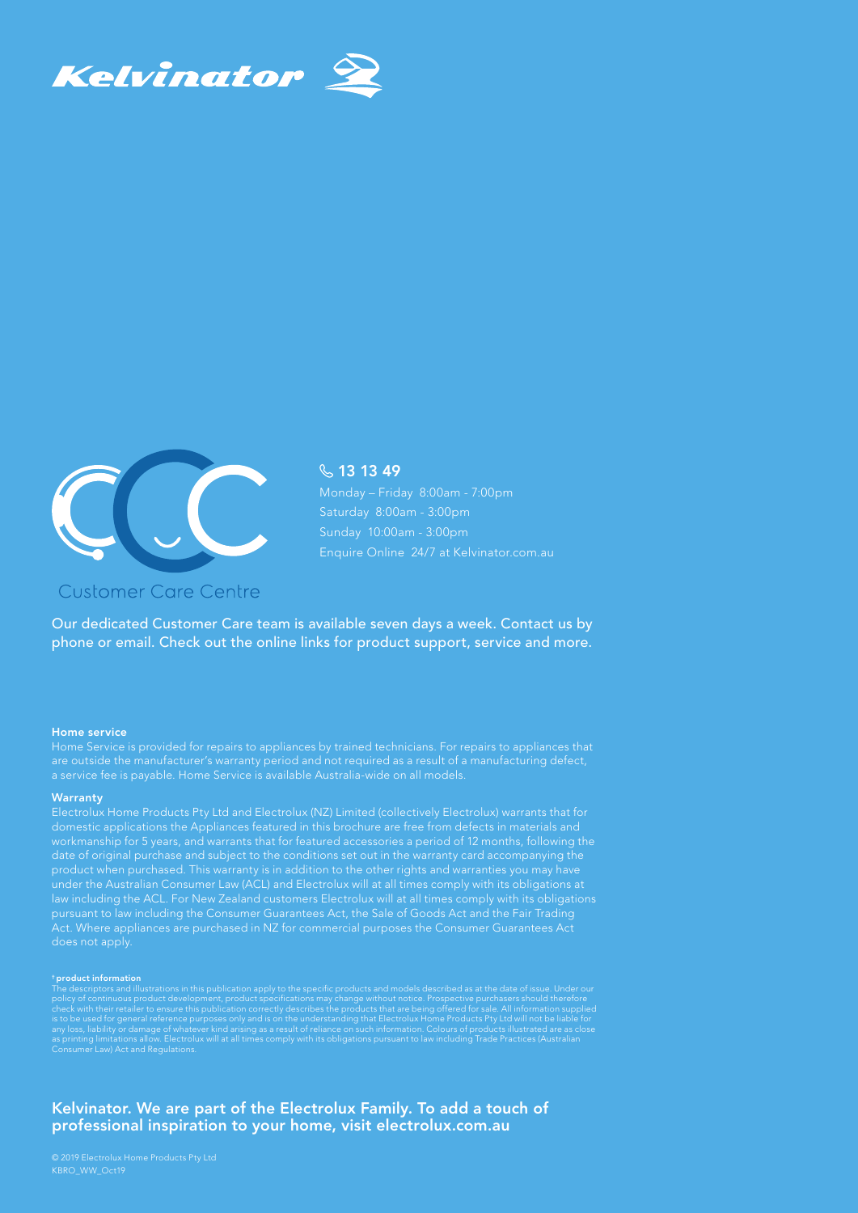Kelvinator

Customer Care Centre

**13 13 49**

Monday – Friday 8:00am - 7:00pm
Saturday 8:00am - 3:00pm
Sunday 10:00am - 3:00pm
Enquire Online 24/7 at Kelvinator.com.au

Our dedicated Customer Care team is available seven days a week. Contact us by phone or email. Check out the online links for product support, service and more.

**Home service**

Home Service is provided for repairs to appliances by trained technicians. For repairs to appliances that are outside the manufacturer's warranty period and not required as a result of a manufacturing defect, a service fee is payable. Home Service is available Australia-wide on all models.

**Warranty**

Electrolux Home Products Pty Ltd and Electrolux (NZ) Limited (collectively Electrolux) warrants that for domestic applications the Appliances featured in this brochure are free from defects in materials and workmanship for 5 years, and warrants that for featured accessories a period of 12 months, following the date of original purchase and subject to the conditions set out in the warranty card accompanying the product when purchased. This warranty is in addition to the other rights and warranties you may have under the Australian Consumer Law (ACL) and Electrolux will at all times comply with its obligations at law including the ACL. For New Zealand customers Electrolux will at all times comply with its obligations pursuant to law including the Consumer Guarantees Act, the Sale of Goods Act and the Fair Trading Act. Where appliances are purchased in NZ for commercial purposes the Consumer Guarantees Act does not apply.

**† product information**

The descriptors and illustrations in this publication apply to the specific products and models described as at the date of issue. Under our policy of continuous product development, product specifications may change without notice. Prospective purchasers should therefore check with their retailer to ensure this publication correctly describes the products that are being offered for sale. All information supplied is to be used for general reference purposes only and is on the understanding that Electrolux Home Products Pty Ltd will not be liable for any loss, liability or damage of whatever kind arising as a result of reliance on such information. Colours of products illustrated are as close as printing limitations allow. Electrolux will at all times comply with its obligations pursuant to law including Trade Practices (Australian Consumer Law) Act and Regulations.

Kelvinator. We are part of the Electrolux Family. To add a touch of professional inspiration to your home, visit electrolux.com.au

© 2019 Electrolux Home Products Pty Ltd
KBRO_WW_Oct19